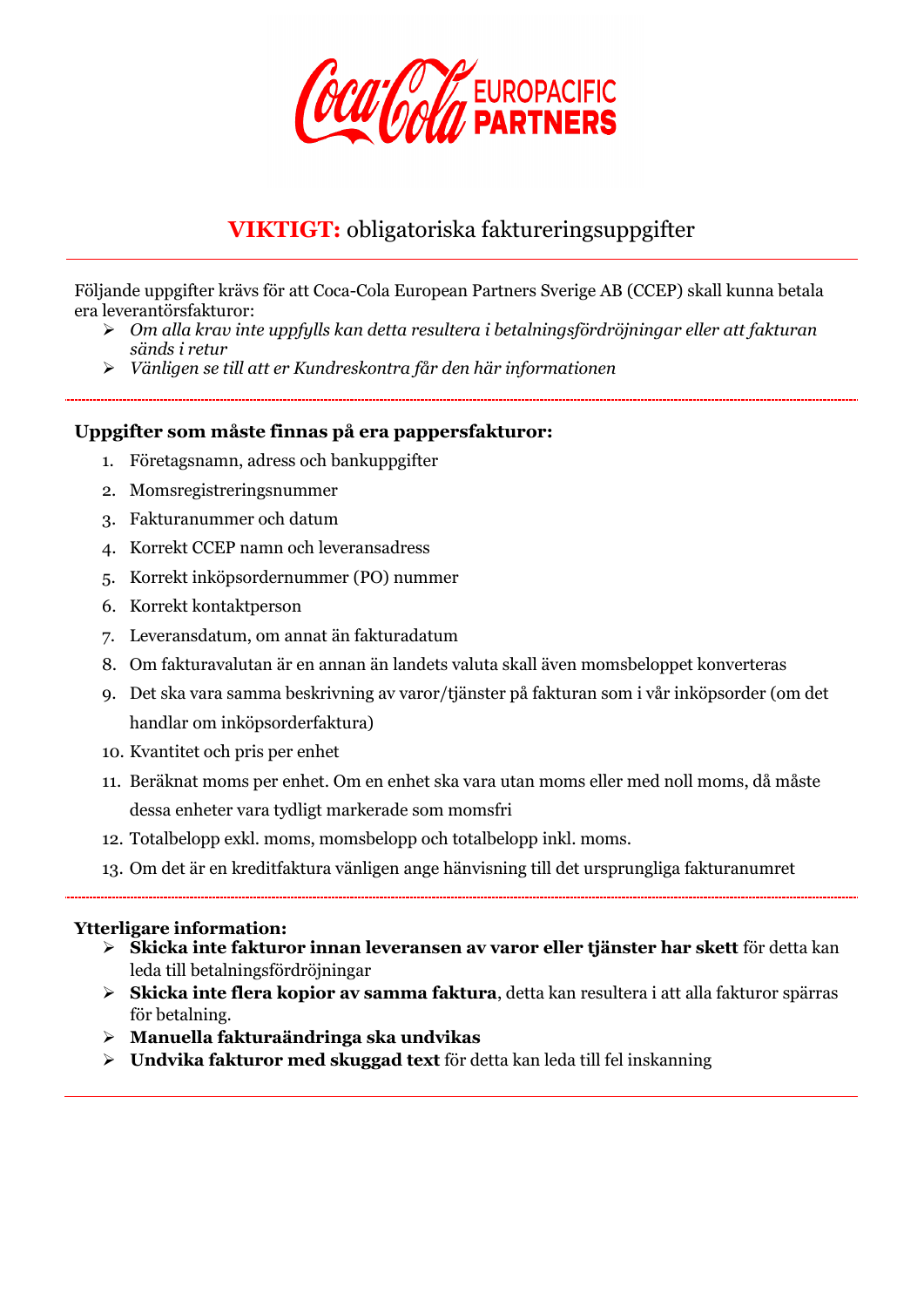# **VIKTIGT:** obligatoriska faktureringsuppgifter

Följande uppgifter krävs för att Coca-Cola European Partners Sverige AB (CCEP) skall kunna betala era leverantörsfakturor:

- *Om alla krav inte uppfylls kan detta resultera i betalningsfördröjningar eller att fakturan sänds i retur*
- *Vänligen se till att er Kundreskontra får den här informationen*

**Uppgifter som måste finnas på era pappersfakturor:**

1. Företagsnamn, adress och bankuppgifter
2. Momsregistreringsnummer
3. Fakturanummer och datum
4. Korrekt CCEP namn och leveransadress
5. Korrekt inköpsordernummer (PO) nummer
6. Korrekt kontaktperson
7. Leveransdatum, om annat än fakturadatum
8. Om fakturavalutan är en annan än landets valuta skall även momsbeloppet konverteras
9. Det ska vara samma beskrivning av varor/tjänster på fakturan som i vår inköpsorder (om det handlar om inköpsorderfaktura)
10. Kvantitet och pris per enhet
11. Beräknat moms per enhet. Om en enhet ska vara utan moms eller med noll moms, då måste dessa enheter vara tydligt markerade som momsfri
12. Totalbelopp exkl. moms, momsbelopp och totalbelopp inkl. moms.
13. Om det är en kreditfaktura vänligen ange hänvisning till det ursprungliga fakturanumret

**Ytterligare information:**

- **Skicka inte fakturor innan leveransen av varor eller tjänster har skett** för detta kan leda till betalningsfördröjningar
- **Skicka inte flera kopior av samma faktura**, detta kan resultera i att alla fakturor spärras för betalning.
- **Manuella fakturaändringa ska undvikas**
- **Undvika fakturor med skuggad text** för detta kan leda till fel inskanning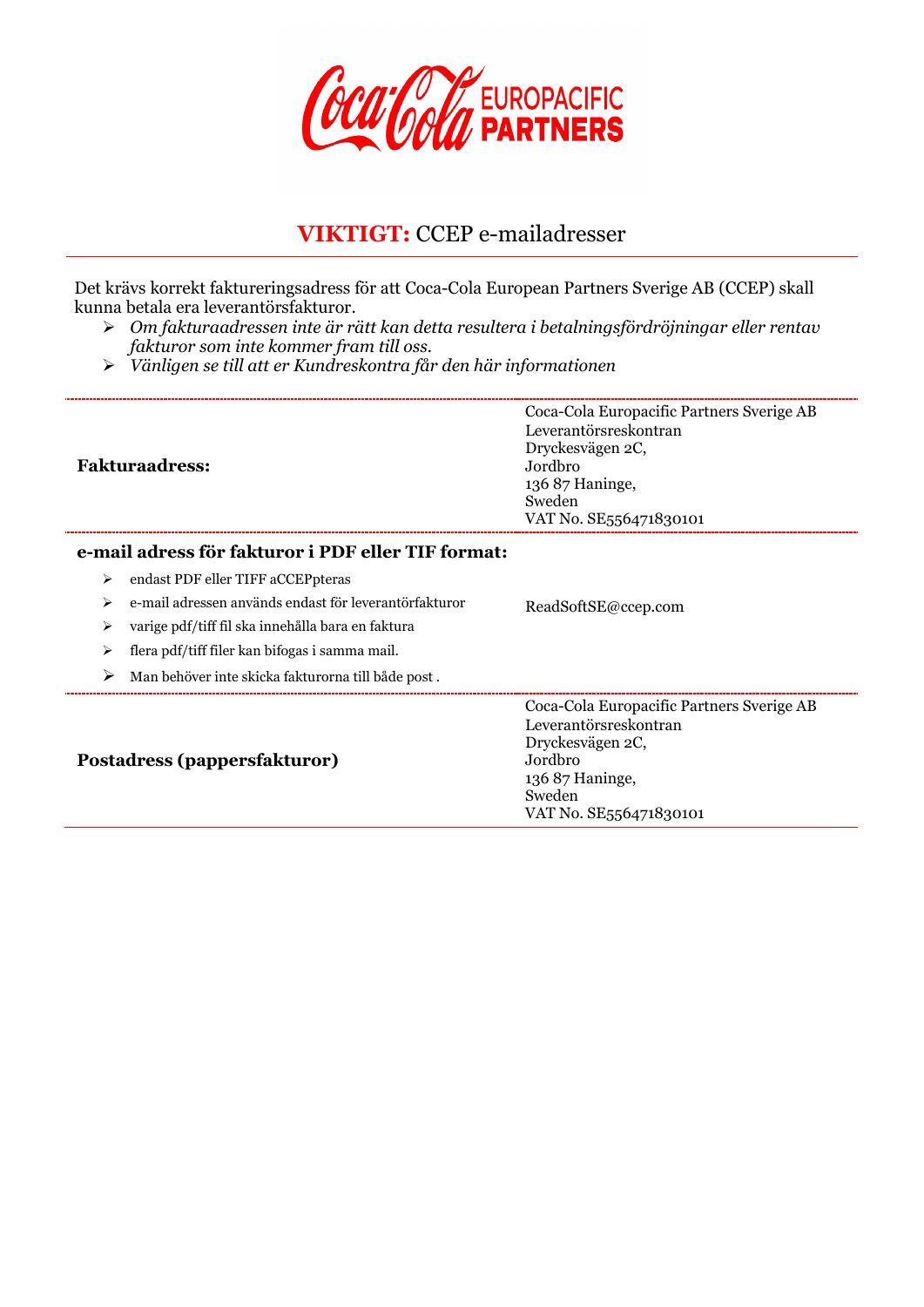Coca-Cola EUROPACIFIC PARTNERS

## **VIKTIGT:** CCEP e-mailadresser

Det krävs korrekt faktureringsadress för att Coca-Cola European Partners Sverige AB (CCEP) skall kunna betala era leverantörsfakturor.

- *Om fakturaadressen inte är rätt kan detta resultera i betalningsfördröjningar eller rentav fakturor som inte kommer fram till oss.*
- *Vänligen se till att er Kundreskontra får den här informationen*

| | |
|---|---|
| **Fakturaadress:** | Coca-Cola Europacific Partners Sverige AB<br>Leverantörsreskontran<br>Dryckesvägen 2C,<br>Jordbro<br>136 87 Haninge,<br>Sweden<br>VAT No. SE556471830101 |
| **e-mail adress för fakturor i PDF eller TIF format:**<br>- endast PDF eller TIFF aCCEPpteras<br>- e-mail adressen används endast för leverantörfakturor<br>- varige pdf/tiff fil ska innehålla bara en faktura<br>- flera pdf/tiff filer kan bifogas i samma mail.<br>- Man behöver inte skicka fakturorna till både post . | ReadSoftSE@ccep.com |
| **Postadress (pappersfakturor)** | Coca-Cola Europacific Partners Sverige AB<br>Leverantörsreskontran<br>Dryckesvägen 2C,<br>Jordbro<br>136 87 Haninge,<br>Sweden<br>VAT No. SE556471830101 |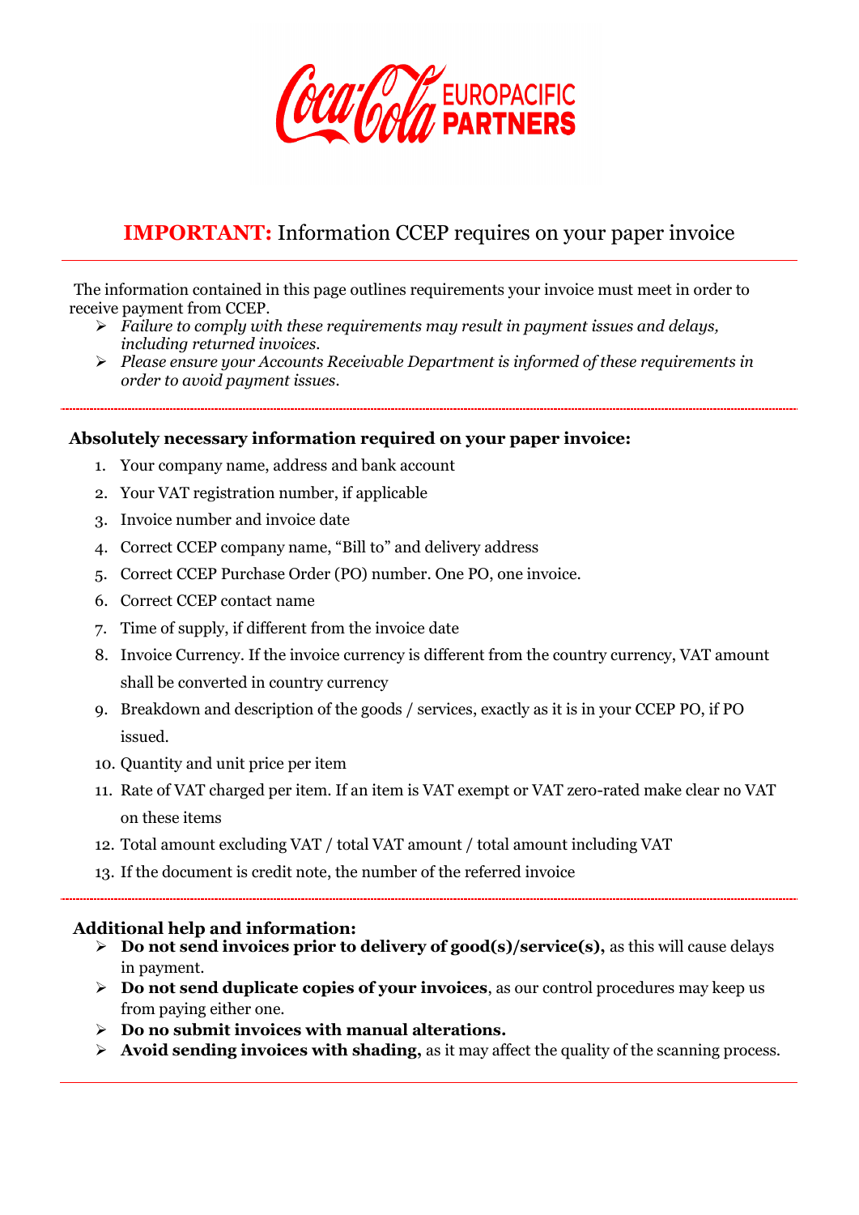## **IMPORTANT:** Information CCEP requires on your paper invoice

The information contained in this page outlines requirements your invoice must meet in order to receive payment from CCEP.

- *Failure to comply with these requirements may result in payment issues and delays, including returned invoices.*
- *Please ensure your Accounts Receivable Department is informed of these requirements in order to avoid payment issues.*

---

**Absolutely necessary information required on your paper invoice:**

1. Your company name, address and bank account
2. Your VAT registration number, if applicable
3. Invoice number and invoice date
4. Correct CCEP company name, "Bill to" and delivery address
5. Correct CCEP Purchase Order (PO) number. One PO, one invoice.
6. Correct CCEP contact name
7. Time of supply, if different from the invoice date
8. Invoice Currency. If the invoice currency is different from the country currency, VAT amount shall be converted in country currency
9. Breakdown and description of the goods / services, exactly as it is in your CCEP PO, if PO issued.
10. Quantity and unit price per item
11. Rate of VAT charged per item. If an item is VAT exempt or VAT zero-rated make clear no VAT on these items
12. Total amount excluding VAT / total VAT amount / total amount including VAT
13. If the document is credit note, the number of the referred invoice

---

**Additional help and information:**

- **Do not send invoices prior to delivery of good(s)/service(s),** as this will cause delays in payment.
- **Do not send duplicate copies of your invoices**, as our control procedures may keep us from paying either one.
- **Do no submit invoices with manual alterations.**
- **Avoid sending invoices with shading,** as it may affect the quality of the scanning process.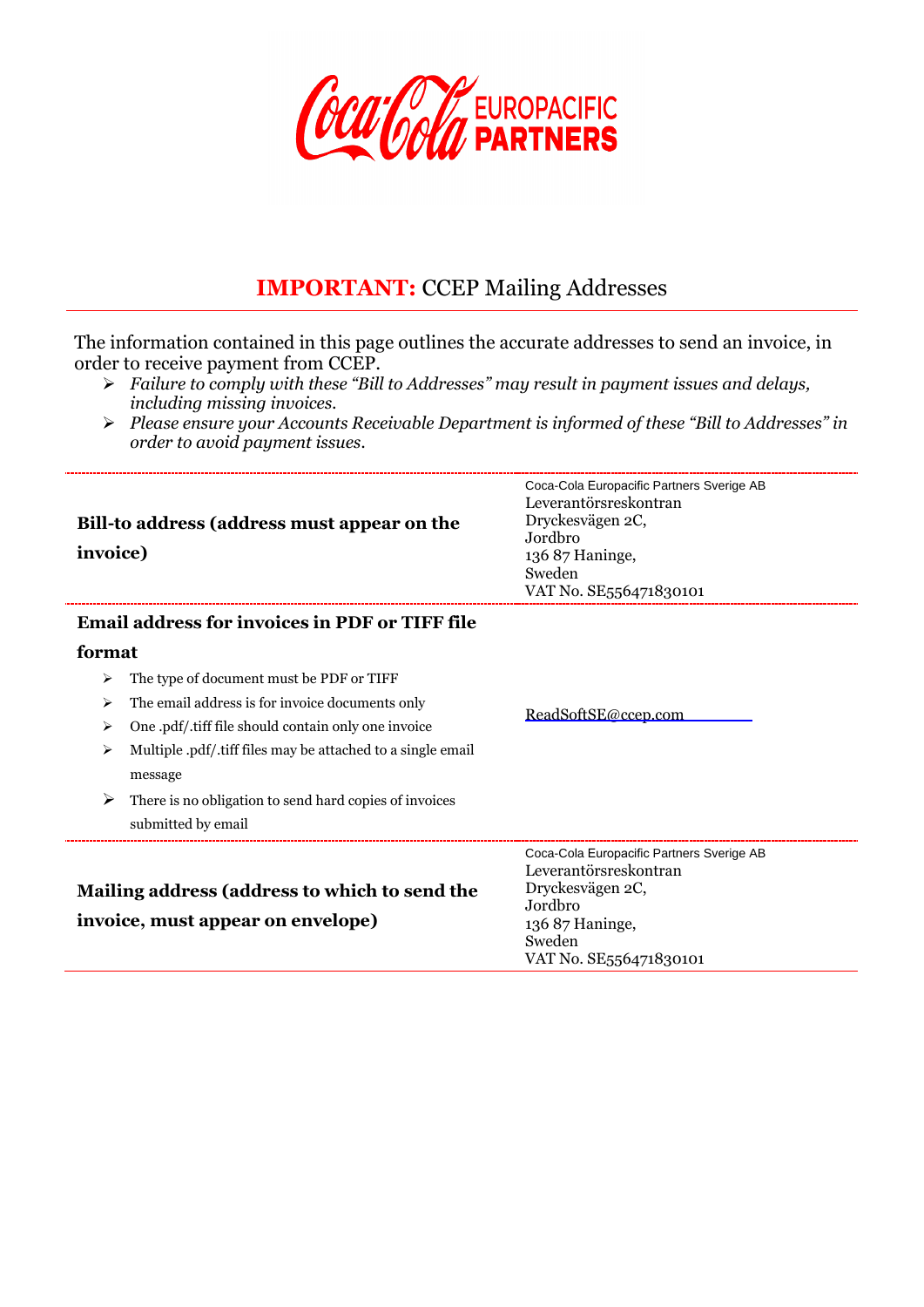Coca-Cola EUROPACIFIC PARTNERS

## **IMPORTANT:** CCEP Mailing Addresses

The information contained in this page outlines the accurate addresses to send an invoice, in order to receive payment from CCEP.

- *Failure to comply with these "Bill to Addresses" may result in payment issues and delays, including missing invoices.*
- *Please ensure your Accounts Receivable Department is informed of these "Bill to Addresses" in order to avoid payment issues.*

| | |
|---|---|
| **Bill-to address (address must appear on the invoice)** | Coca-Cola Europacific Partners Sverige AB<br>Leverantörsreskontran<br>Dryckesvägen 2C,<br>Jordbro<br>136 87 Haninge,<br>Sweden<br>VAT No. SE556471830101 |
| **Email address for invoices in PDF or TIFF file format**<br>➢ The type of document must be PDF or TIFF<br>➢ The email address is for invoice documents only<br>➢ One .pdf/.tiff file should contain only one invoice<br>➢ Multiple .pdf/.tiff files may be attached to a single email message<br>➢ There is no obligation to send hard copies of invoices submitted by email | ReadSoftSE@ccep.com |
| **Mailing address (address to which to send the invoice, must appear on envelope)** | Coca-Cola Europacific Partners Sverige AB<br>Leverantörsreskontran<br>Dryckesvägen 2C,<br>Jordbro<br>136 87 Haninge,<br>Sweden<br>VAT No. SE556471830101 |